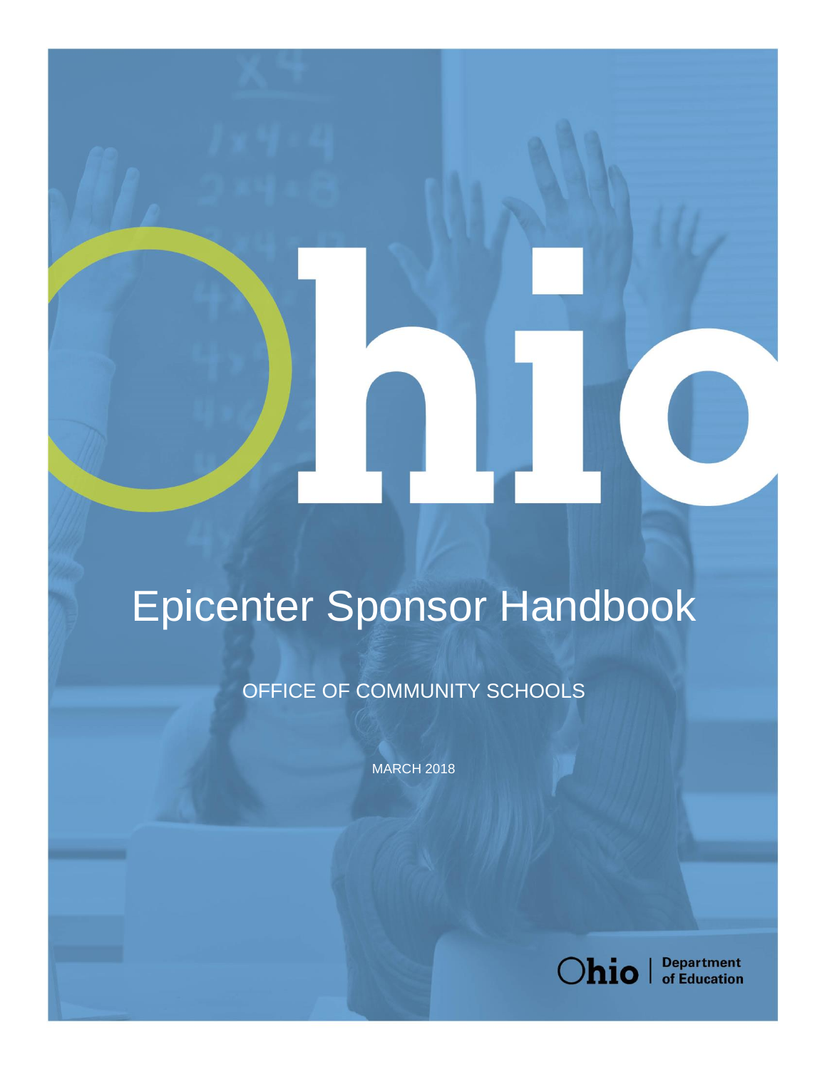# Epicenter Sponsor Handbook

OFFICE OF COMMUNITY SCHOOLS

MARCH 2018

Ohio | Department of Education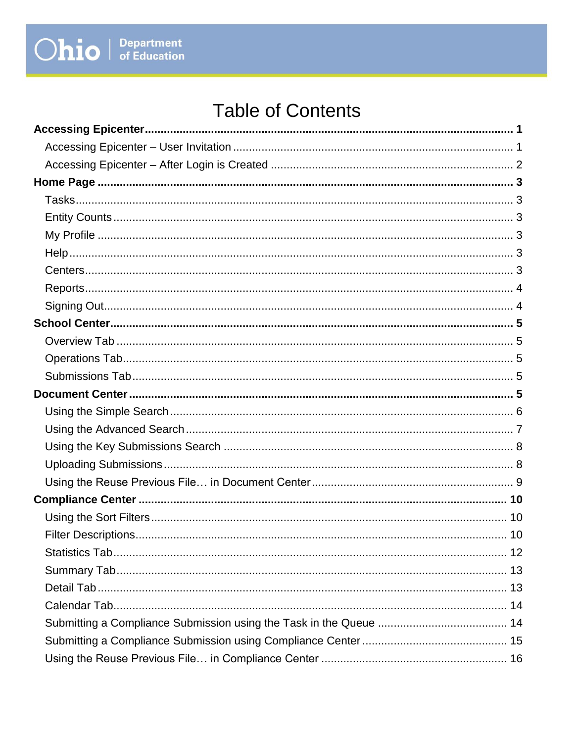# Table of Contents

**Accessing Epicenter** .......... **1**

- Accessing Epicenter – User Invitation .......... 1
- Accessing Epicenter – After Login is Created .......... 2

**Home Page** .......... **3**

- Tasks .......... 3
- Entity Counts .......... 3
- My Profile .......... 3
- Help .......... 3
- Centers .......... 3
- Reports .......... 4
- Signing Out .......... 4

**School Center** .......... **5**

- Overview Tab .......... 5
- Operations Tab .......... 5
- Submissions Tab .......... 5

**Document Center** .......... **5**

- Using the Simple Search .......... 6
- Using the Advanced Search .......... 7
- Using the Key Submissions Search .......... 8
- Uploading Submissions .......... 8
- Using the Reuse Previous File… in Document Center .......... 9

**Compliance Center** .......... **10**

- Using the Sort Filters .......... 10
- Filter Descriptions .......... 10
- Statistics Tab .......... 12
- Summary Tab .......... 13
- Detail Tab .......... 13
- Calendar Tab .......... 14
- Submitting a Compliance Submission using the Task in the Queue .......... 14
- Submitting a Compliance Submission using Compliance Center .......... 15
- Using the Reuse Previous File… in Compliance Center .......... 16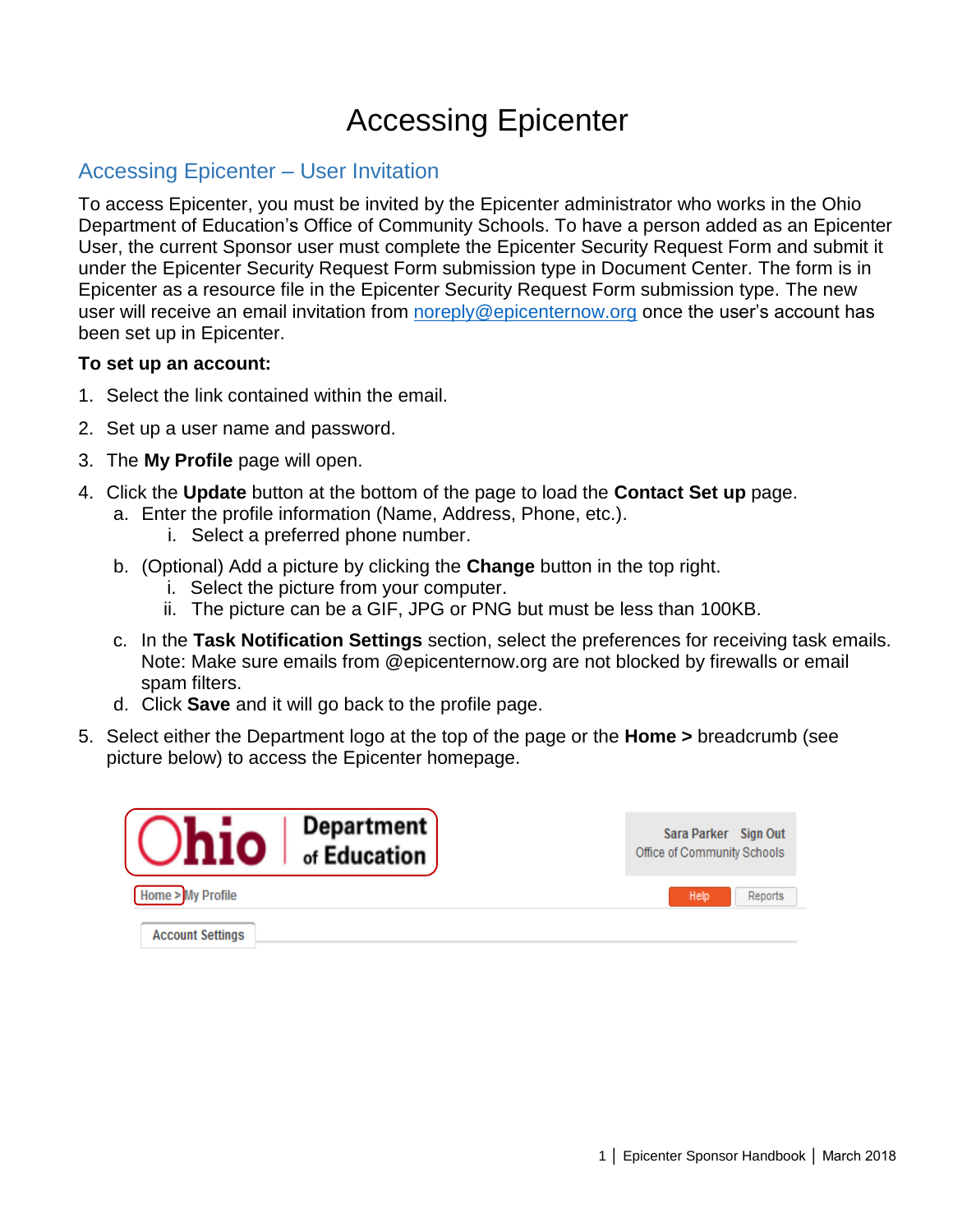# Accessing Epicenter

## Accessing Epicenter – User Invitation

To access Epicenter, you must be invited by the Epicenter administrator who works in the Ohio Department of Education's Office of Community Schools. To have a person added as an Epicenter User, the current Sponsor user must complete the Epicenter Security Request Form and submit it under the Epicenter Security Request Form submission type in Document Center. The form is in Epicenter as a resource file in the Epicenter Security Request Form submission type. The new user will receive an email invitation from noreply@epicenternow.org once the user's account has been set up in Epicenter.

**To set up an account:**

1. Select the link contained within the email.
2. Set up a user name and password.
3. The **My Profile** page will open.
4. Click the **Update** button at the bottom of the page to load the **Contact Set up** page.
   a. Enter the profile information (Name, Address, Phone, etc.).
      i. Select a preferred phone number.
   b. (Optional) Add a picture by clicking the **Change** button in the top right.
      i. Select the picture from your computer.
      ii. The picture can be a GIF, JPG or PNG but must be less than 100KB.
   c. In the **Task Notification Settings** section, select the preferences for receiving task emails. Note: Make sure emails from @epicenternow.org are not blocked by firewalls or email spam filters.
   d. Click **Save** and it will go back to the profile page.
5. Select either the Department logo at the top of the page or the **Home >** breadcrumb (see picture below) to access the Epicenter homepage.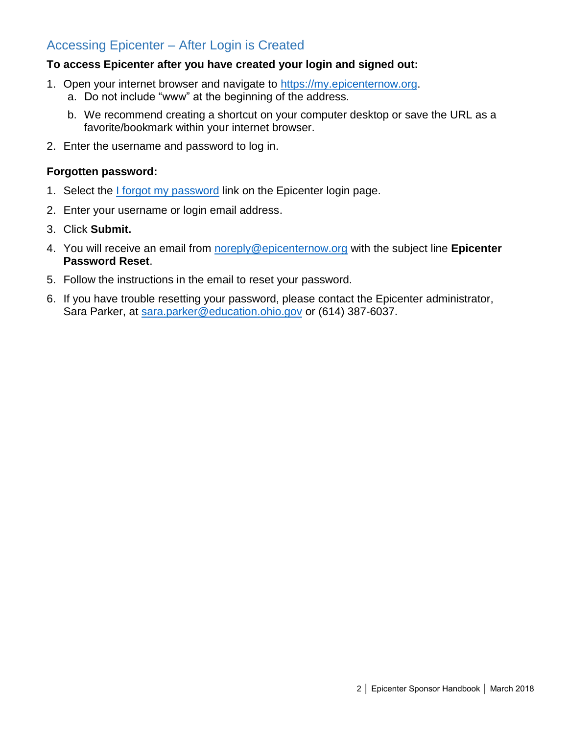## Accessing Epicenter – After Login is Created

**To access Epicenter after you have created your login and signed out:**

1. Open your internet browser and navigate to https://my.epicenternow.org.
   a. Do not include "www" at the beginning of the address.
   b. We recommend creating a shortcut on your computer desktop or save the URL as a favorite/bookmark within your internet browser.
2. Enter the username and password to log in.

**Forgotten password:**

1. Select the I forgot my password link on the Epicenter login page.
2. Enter your username or login email address.
3. Click **Submit.**
4. You will receive an email from noreply@epicenternow.org with the subject line **Epicenter Password Reset**.
5. Follow the instructions in the email to reset your password.
6. If you have trouble resetting your password, please contact the Epicenter administrator, Sara Parker, at sara.parker@education.ohio.gov or (614) 387-6037.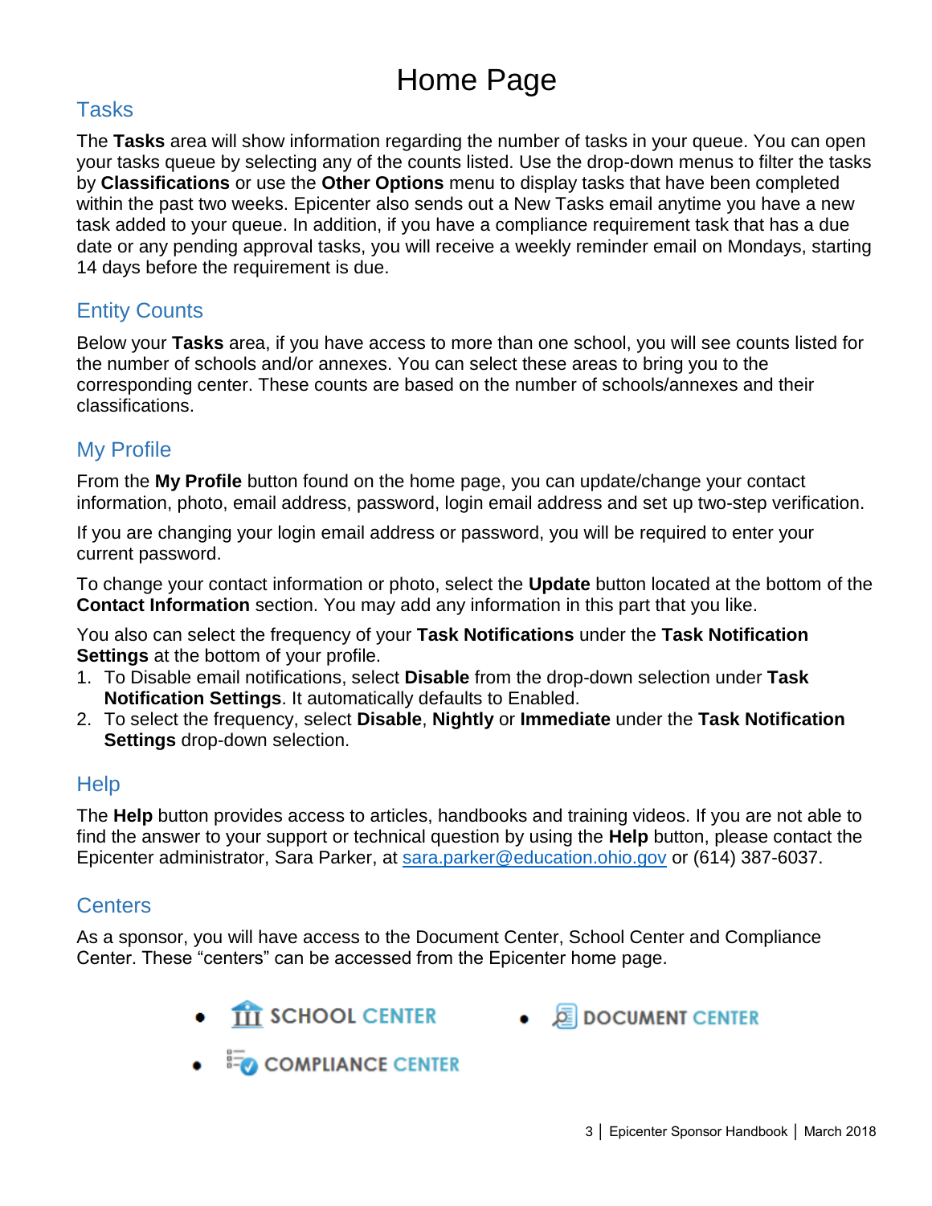# Home Page

## Tasks

The **Tasks** area will show information regarding the number of tasks in your queue. You can open your tasks queue by selecting any of the counts listed. Use the drop-down menus to filter the tasks by **Classifications** or use the **Other Options** menu to display tasks that have been completed within the past two weeks. Epicenter also sends out a New Tasks email anytime you have a new task added to your queue. In addition, if you have a compliance requirement task that has a due date or any pending approval tasks, you will receive a weekly reminder email on Mondays, starting 14 days before the requirement is due.

## Entity Counts

Below your **Tasks** area, if you have access to more than one school, you will see counts listed for the number of schools and/or annexes. You can select these areas to bring you to the corresponding center. These counts are based on the number of schools/annexes and their classifications.

## My Profile

From the **My Profile** button found on the home page, you can update/change your contact information, photo, email address, password, login email address and set up two-step verification.

If you are changing your login email address or password, you will be required to enter your current password.

To change your contact information or photo, select the **Update** button located at the bottom of the **Contact Information** section. You may add any information in this part that you like.

You also can select the frequency of your **Task Notifications** under the **Task Notification Settings** at the bottom of your profile.

1. To Disable email notifications, select **Disable** from the drop-down selection under **Task Notification Settings**. It automatically defaults to Enabled.
2. To select the frequency, select **Disable**, **Nightly** or **Immediate** under the **Task Notification Settings** drop-down selection.

## Help

The **Help** button provides access to articles, handbooks and training videos. If you are not able to find the answer to your support or technical question by using the **Help** button, please contact the Epicenter administrator, Sara Parker, at sara.parker@education.ohio.gov or (614) 387-6037.

## Centers

As a sponsor, you will have access to the Document Center, School Center and Compliance Center. These "centers" can be accessed from the Epicenter home page.

- SCHOOL CENTER
- DOCUMENT CENTER
- COMPLIANCE CENTER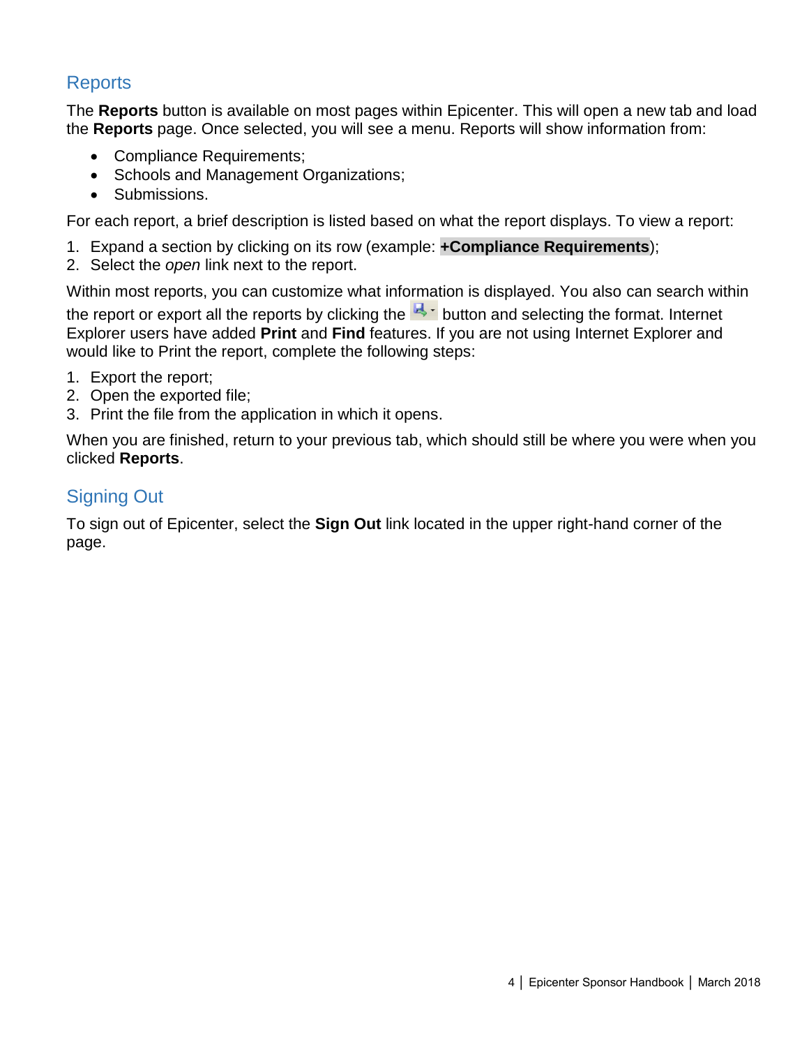## Reports

The **Reports** button is available on most pages within Epicenter. This will open a new tab and load the **Reports** page. Once selected, you will see a menu. Reports will show information from:

- Compliance Requirements;
- Schools and Management Organizations;
- Submissions.

For each report, a brief description is listed based on what the report displays. To view a report:

1. Expand a section by clicking on its row (example: **+Compliance Requirements**);
2. Select the *open* link next to the report.

Within most reports, you can customize what information is displayed. You also can search within the report or export all the reports by clicking the button and selecting the format. Internet Explorer users have added **Print** and **Find** features. If you are not using Internet Explorer and would like to Print the report, complete the following steps:

1. Export the report;
2. Open the exported file;
3. Print the file from the application in which it opens.

When you are finished, return to your previous tab, which should still be where you were when you clicked **Reports**.

## Signing Out

To sign out of Epicenter, select the **Sign Out** link located in the upper right-hand corner of the page.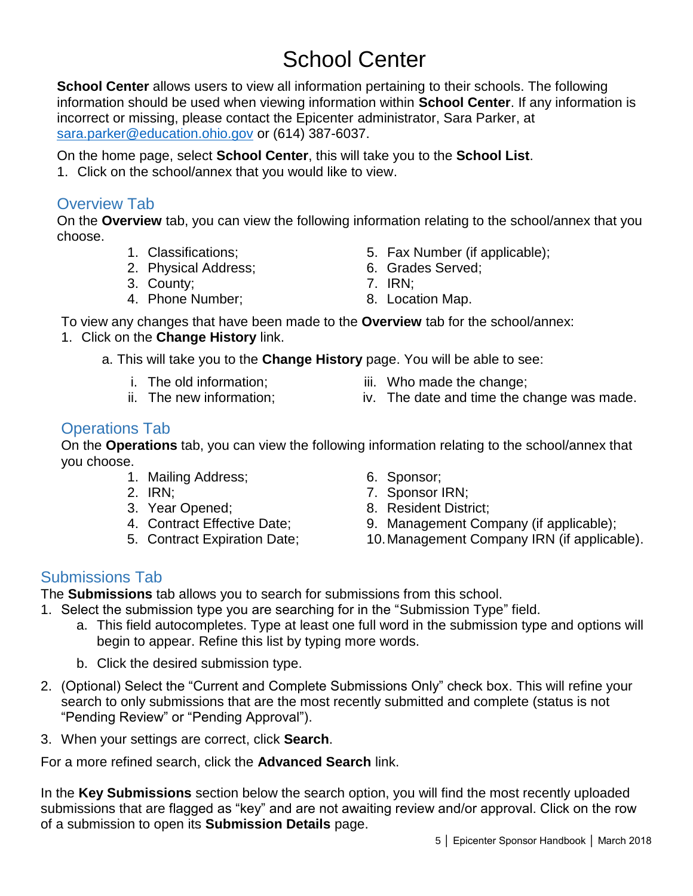# School Center

**School Center** allows users to view all information pertaining to their schools. The following information should be used when viewing information within **School Center**. If any information is incorrect or missing, please contact the Epicenter administrator, Sara Parker, at sara.parker@education.ohio.gov or (614) 387-6037.

On the home page, select **School Center**, this will take you to the **School List**.

1. Click on the school/annex that you would like to view.

## Overview Tab

On the **Overview** tab, you can view the following information relating to the school/annex that you choose.

1. Classifications;
2. Physical Address;
3. County;
4. Phone Number;
5. Fax Number (if applicable);
6. Grades Served;
7. IRN;
8. Location Map.

To view any changes that have been made to the **Overview** tab for the school/annex:

1. Click on the **Change History** link.
    a. This will take you to the **Change History** page. You will be able to see:
        i. The old information;
        ii. The new information;
        iii. Who made the change;
        iv. The date and time the change was made.

## Operations Tab

On the **Operations** tab, you can view the following information relating to the school/annex that you choose.

1. Mailing Address;
2. IRN;
3. Year Opened;
4. Contract Effective Date;
5. Contract Expiration Date;
6. Sponsor;
7. Sponsor IRN;
8. Resident District;
9. Management Company (if applicable);
10. Management Company IRN (if applicable).

## Submissions Tab

The **Submissions** tab allows you to search for submissions from this school.

1. Select the submission type you are searching for in the "Submission Type" field.
    a. This field autocompletes. Type at least one full word in the submission type and options will begin to appear. Refine this list by typing more words.
    b. Click the desired submission type.
2. (Optional) Select the "Current and Complete Submissions Only" check box. This will refine your search to only submissions that are the most recently submitted and complete (status is not "Pending Review" or "Pending Approval").
3. When your settings are correct, click **Search**.

For a more refined search, click the **Advanced Search** link.

In the **Key Submissions** section below the search option, you will find the most recently uploaded submissions that are flagged as "key" and are not awaiting review and/or approval. Click on the row of a submission to open its **Submission Details** page.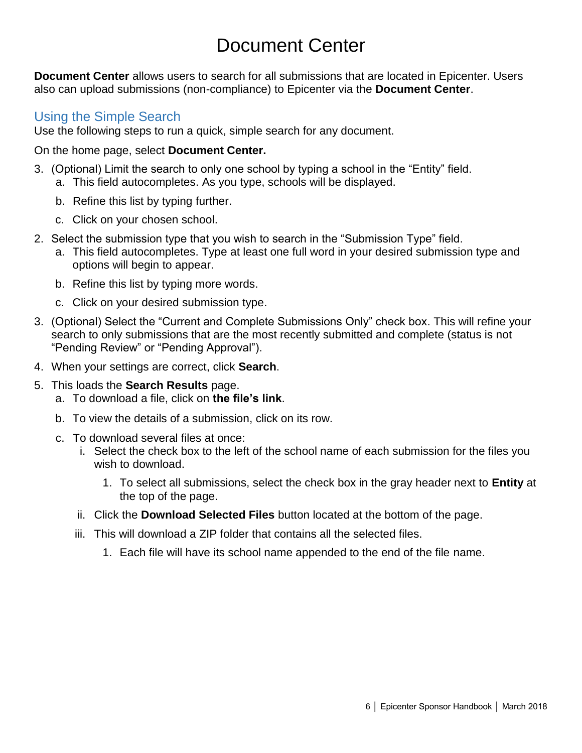# Document Center

**Document Center** allows users to search for all submissions that are located in Epicenter. Users also can upload submissions (non-compliance) to Epicenter via the **Document Center**.

## Using the Simple Search

Use the following steps to run a quick, simple search for any document.

On the home page, select **Document Center.**

3. (Optional) Limit the search to only one school by typing a school in the “Entity” field.
   a. This field autocompletes. As you type, schools will be displayed.
   b. Refine this list by typing further.
   c. Click on your chosen school.
2. Select the submission type that you wish to search in the “Submission Type” field.
   a. This field autocompletes. Type at least one full word in your desired submission type and options will begin to appear.
   b. Refine this list by typing more words.
   c. Click on your desired submission type.
3. (Optional) Select the “Current and Complete Submissions Only” check box. This will refine your search to only submissions that are the most recently submitted and complete (status is not “Pending Review” or “Pending Approval”).
4. When your settings are correct, click **Search**.
5. This loads the **Search Results** page.
   a. To download a file, click on **the file’s link**.
   b. To view the details of a submission, click on its row.
   c. To download several files at once:
      i. Select the check box to the left of the school name of each submission for the files you wish to download.
         1. To select all submissions, select the check box in the gray header next to **Entity** at the top of the page.
      ii. Click the **Download Selected Files** button located at the bottom of the page.
      iii. This will download a ZIP folder that contains all the selected files.
         1. Each file will have its school name appended to the end of the file name.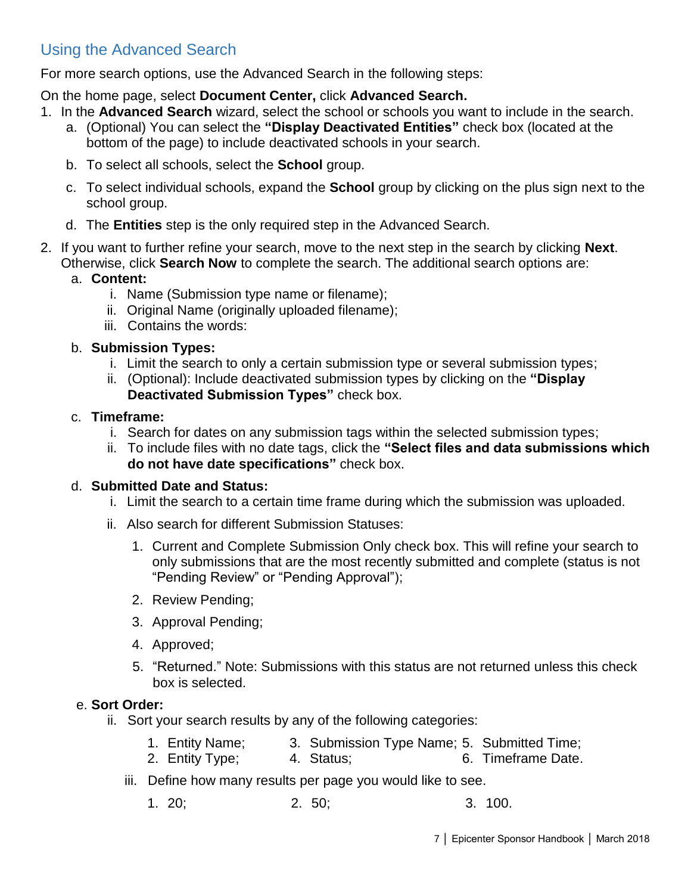## Using the Advanced Search

For more search options, use the Advanced Search in the following steps:

On the home page, select **Document Center,** click **Advanced Search.**

1. In the **Advanced Search** wizard, select the school or schools you want to include in the search.
   a. (Optional) You can select the **"Display Deactivated Entities"** check box (located at the bottom of the page) to include deactivated schools in your search.
   b. To select all schools, select the **School** group.
   c. To select individual schools, expand the **School** group by clicking on the plus sign next to the school group.
   d. The **Entities** step is the only required step in the Advanced Search.
2. If you want to further refine your search, move to the next step in the search by clicking **Next**. Otherwise, click **Search Now** to complete the search. The additional search options are:
   a. **Content:**
      i. Name (Submission type name or filename);
      ii. Original Name (originally uploaded filename);
      iii. Contains the words:
   b. **Submission Types:**
      i. Limit the search to only a certain submission type or several submission types;
      ii. (Optional): Include deactivated submission types by clicking on the **"Display Deactivated Submission Types"** check box.
   c. **Timeframe:**
      i. Search for dates on any submission tags within the selected submission types;
      ii. To include files with no date tags, click the **"Select files and data submissions which do not have date specifications"** check box.
   d. **Submitted Date and Status:**
      i. Limit the search to a certain time frame during which the submission was uploaded.
      ii. Also search for different Submission Statuses:
         1. Current and Complete Submission Only check box. This will refine your search to only submissions that are the most recently submitted and complete (status is not "Pending Review" or "Pending Approval");
         2. Review Pending;
         3. Approval Pending;
         4. Approved;
         5. "Returned." Note: Submissions with this status are not returned unless this check box is selected.
   e. **Sort Order:**
      ii. Sort your search results by any of the following categories:
         1. Entity Name;
         2. Entity Type;
         3. Submission Type Name;
         4. Status;
         5. Submitted Time;
         6. Timeframe Date.
      iii. Define how many results per page you would like to see.
         1. 20;
         2. 50;
         3. 100.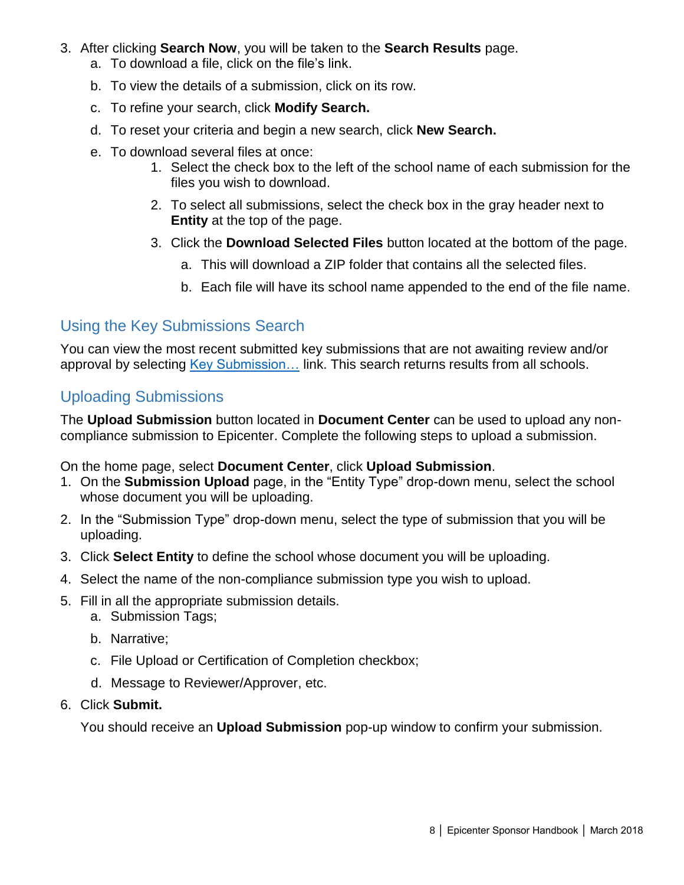3. After clicking **Search Now**, you will be taken to the **Search Results** page.
   a. To download a file, click on the file's link.
   b. To view the details of a submission, click on its row.
   c. To refine your search, click **Modify Search.**
   d. To reset your criteria and begin a new search, click **New Search.**
   e. To download several files at once:
      1. Select the check box to the left of the school name of each submission for the files you wish to download.
      2. To select all submissions, select the check box in the gray header next to **Entity** at the top of the page.
      3. Click the **Download Selected Files** button located at the bottom of the page.
         a. This will download a ZIP folder that contains all the selected files.
         b. Each file will have its school name appended to the end of the file name.

## Using the Key Submissions Search

You can view the most recent submitted key submissions that are not awaiting review and/or approval by selecting Key Submission… link. This search returns results from all schools.

## Uploading Submissions

The **Upload Submission** button located in **Document Center** can be used to upload any non-compliance submission to Epicenter. Complete the following steps to upload a submission.

On the home page, select **Document Center**, click **Upload Submission**.

1. On the **Submission Upload** page, in the "Entity Type" drop-down menu, select the school whose document you will be uploading.
2. In the "Submission Type" drop-down menu, select the type of submission that you will be uploading.
3. Click **Select Entity** to define the school whose document you will be uploading.
4. Select the name of the non-compliance submission type you wish to upload.
5. Fill in all the appropriate submission details.
   a. Submission Tags;
   b. Narrative;
   c. File Upload or Certification of Completion checkbox;
   d. Message to Reviewer/Approver, etc.
6. Click **Submit.**

   You should receive an **Upload Submission** pop-up window to confirm your submission.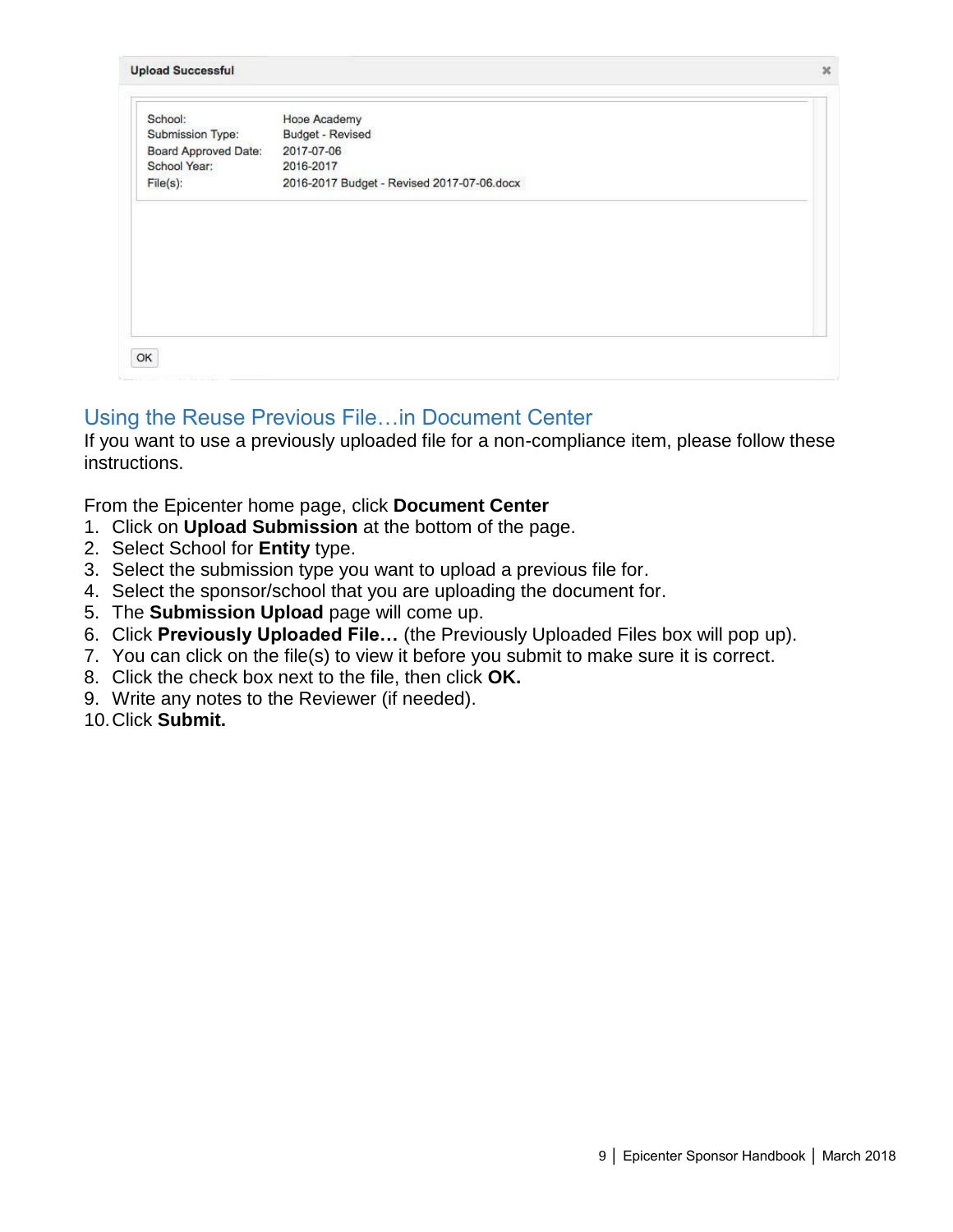**Upload Successful**

| | |
|---|---|
| School: | Hope Academy |
| Submission Type: | Budget - Revised |
| Board Approved Date: | 2017-07-06 |
| School Year: | 2016-2017 |
| File(s): | 2016-2017 Budget - Revised 2017-07-06.docx |

OK

## Using the Reuse Previous File…in Document Center

If you want to use a previously uploaded file for a non-compliance item, please follow these instructions.

From the Epicenter home page, click **Document Center**

1. Click on **Upload Submission** at the bottom of the page.
2. Select School for **Entity** type.
3. Select the submission type you want to upload a previous file for.
4. Select the sponsor/school that you are uploading the document for.
5. The **Submission Upload** page will come up.
6. Click **Previously Uploaded File…** (the Previously Uploaded Files box will pop up).
7. You can click on the file(s) to view it before you submit to make sure it is correct.
8. Click the check box next to the file, then click **OK.**
9. Write any notes to the Reviewer (if needed).
10. Click **Submit.**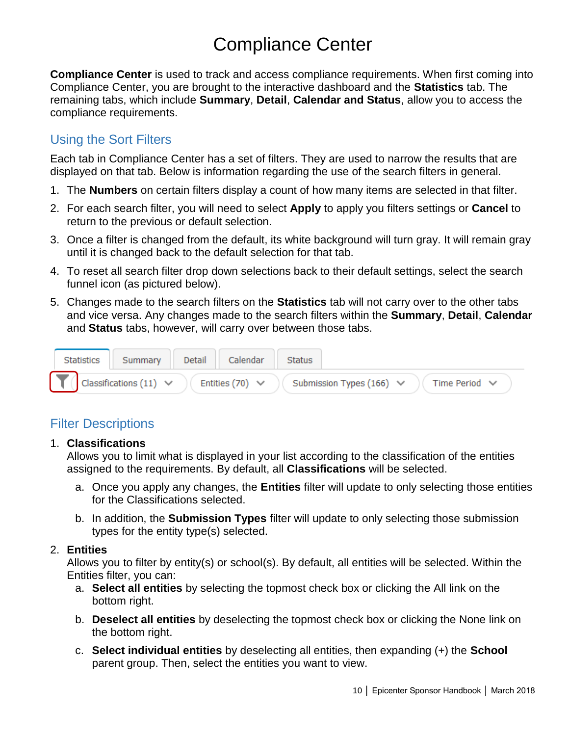# Compliance Center

**Compliance Center** is used to track and access compliance requirements. When first coming into Compliance Center, you are brought to the interactive dashboard and the **Statistics** tab. The remaining tabs, which include **Summary**, **Detail**, **Calendar and Status**, allow you to access the compliance requirements.

## Using the Sort Filters

Each tab in Compliance Center has a set of filters. They are used to narrow the results that are displayed on that tab. Below is information regarding the use of the search filters in general.

1. The **Numbers** on certain filters display a count of how many items are selected in that filter.
2. For each search filter, you will need to select **Apply** to apply you filters settings or **Cancel** to return to the previous or default selection.
3. Once a filter is changed from the default, its white background will turn gray. It will remain gray until it is changed back to the default selection for that tab.
4. To reset all search filter drop down selections back to their default settings, select the search funnel icon (as pictured below).
5. Changes made to the search filters on the **Statistics** tab will not carry over to the other tabs and vice versa. Any changes made to the search filters within the **Summary**, **Detail**, **Calendar** and **Status** tabs, however, will carry over between those tabs.

Statistics | Summary | Detail | Calendar | Status

Classifications (11) | Entities (70) | Submission Types (166) | Time Period

## Filter Descriptions

1. **Classifications**
   Allows you to limit what is displayed in your list according to the classification of the entities assigned to the requirements. By default, all **Classifications** will be selected.
   a. Once you apply any changes, the **Entities** filter will update to only selecting those entities for the Classifications selected.
   b. In addition, the **Submission Types** filter will update to only selecting those submission types for the entity type(s) selected.
2. **Entities**
   Allows you to filter by entity(s) or school(s). By default, all entities will be selected. Within the Entities filter, you can:
   a. **Select all entities** by selecting the topmost check box or clicking the All link on the bottom right.
   b. **Deselect all entities** by deselecting the topmost check box or clicking the None link on the bottom right.
   c. **Select individual entities** by deselecting all entities, then expanding (+) the **School** parent group. Then, select the entities you want to view.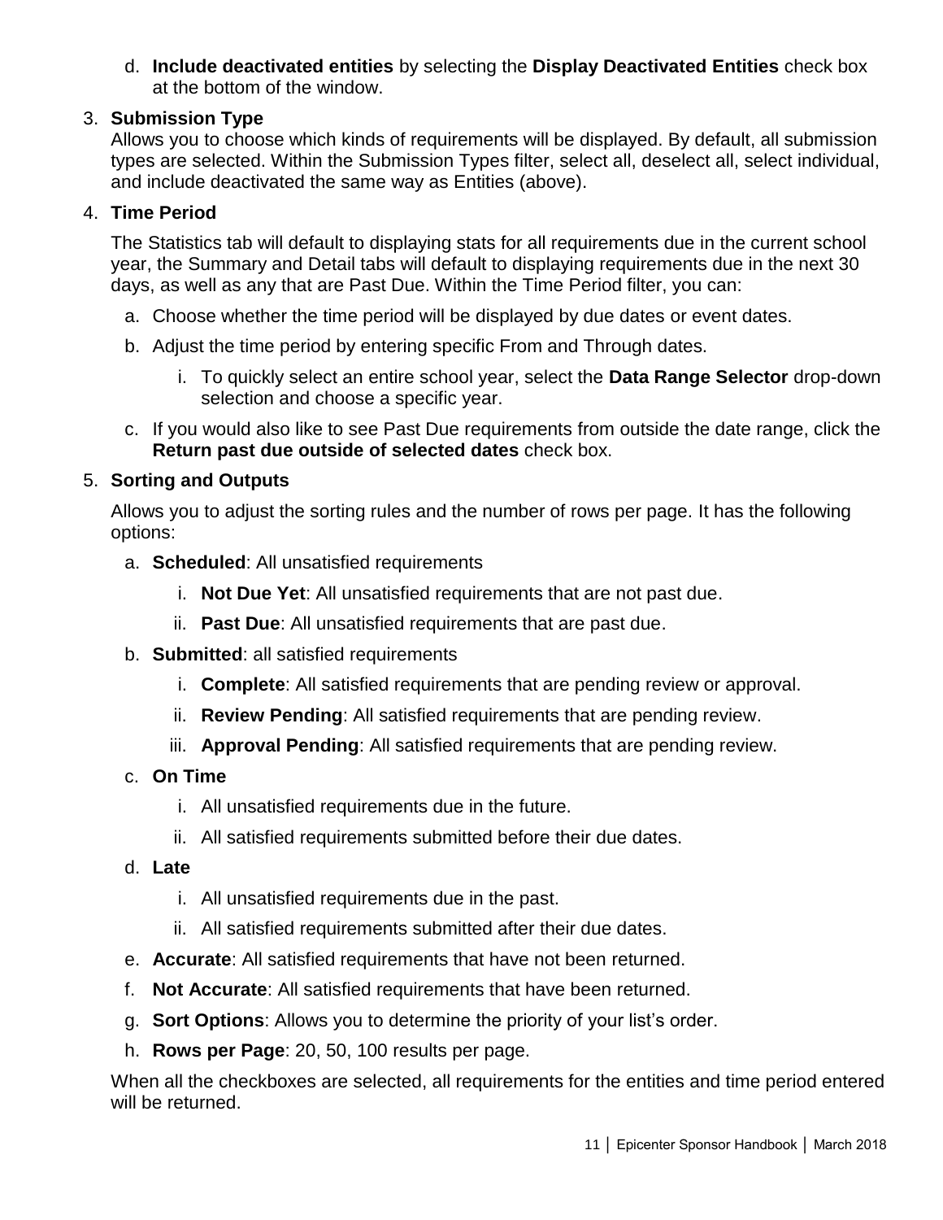d. **Include deactivated entities** by selecting the **Display Deactivated Entities** check box at the bottom of the window.

3. **Submission Type**
   Allows you to choose which kinds of requirements will be displayed. By default, all submission types are selected. Within the Submission Types filter, select all, deselect all, select individual, and include deactivated the same way as Entities (above).

4. **Time Period**

   The Statistics tab will default to displaying stats for all requirements due in the current school year, the Summary and Detail tabs will default to displaying requirements due in the next 30 days, as well as any that are Past Due. Within the Time Period filter, you can:

   a. Choose whether the time period will be displayed by due dates or event dates.

   b. Adjust the time period by entering specific From and Through dates.

      i. To quickly select an entire school year, select the **Data Range Selector** drop-down selection and choose a specific year.

   c. If you would also like to see Past Due requirements from outside the date range, click the **Return past due outside of selected dates** check box.

5. **Sorting and Outputs**

   Allows you to adjust the sorting rules and the number of rows per page. It has the following options:

   a. **Scheduled**: All unsatisfied requirements

      i. **Not Due Yet**: All unsatisfied requirements that are not past due.

      ii. **Past Due**: All unsatisfied requirements that are past due.

   b. **Submitted**: all satisfied requirements

      i. **Complete**: All satisfied requirements that are pending review or approval.

      ii. **Review Pending**: All satisfied requirements that are pending review.

      iii. **Approval Pending**: All satisfied requirements that are pending review.

   c. **On Time**

      i. All unsatisfied requirements due in the future.

      ii. All satisfied requirements submitted before their due dates.

   d. **Late**

      i. All unsatisfied requirements due in the past.

      ii. All satisfied requirements submitted after their due dates.

   e. **Accurate**: All satisfied requirements that have not been returned.

   f. **Not Accurate**: All satisfied requirements that have been returned.

   g. **Sort Options**: Allows you to determine the priority of your list's order.

   h. **Rows per Page**: 20, 50, 100 results per page.

   When all the checkboxes are selected, all requirements for the entities and time period entered will be returned.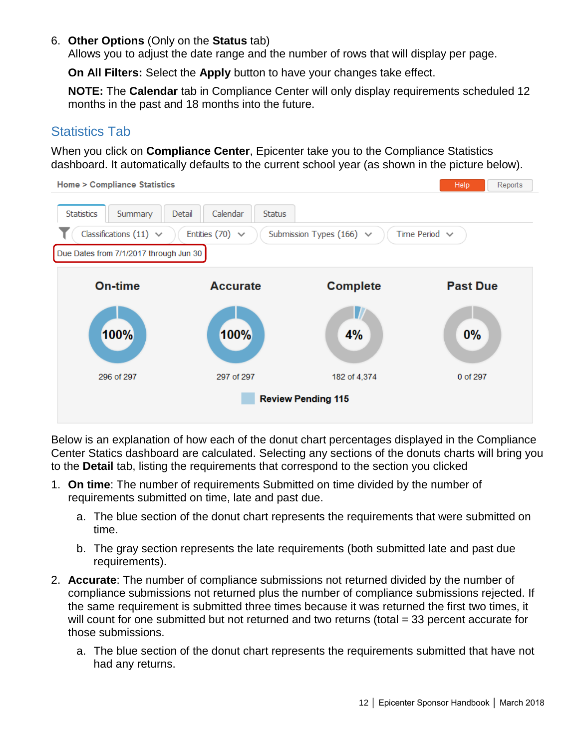6. **Other Options** (Only on the **Status** tab)
   Allows you to adjust the date range and the number of rows that will display per page.

   **On All Filters:** Select the **Apply** button to have your changes take effect.

   **NOTE:** The **Calendar** tab in Compliance Center will only display requirements scheduled 12 months in the past and 18 months into the future.

## Statistics Tab

When you click on **Compliance Center**, Epicenter take you to the Compliance Statistics dashboard. It automatically defaults to the current school year (as shown in the picture below).

Home > Compliance Statistics

Help | Reports

Statistics | Summary | Detail | Calendar | Status

Classifications (11) | Entities (70) | Submission Types (166) | Time Period

Due Dates from 7/1/2017 through Jun 30

| On-time | Accurate | Complete | Past Due |
|---|---|---|---|
| 100% | 100% | 4% | 0% |
| 296 of 297 | 297 of 297 | 182 of 4,374 | 0 of 297 |

**Review Pending 115**

Below is an explanation of how each of the donut chart percentages displayed in the Compliance Center Statics dashboard are calculated. Selecting any sections of the donuts charts will bring you to the **Detail** tab, listing the requirements that correspond to the section you clicked

1. **On time**: The number of requirements Submitted on time divided by the number of requirements submitted on time, late and past due.
   a. The blue section of the donut chart represents the requirements that were submitted on time.
   b. The gray section represents the late requirements (both submitted late and past due requirements).
2. **Accurate**: The number of compliance submissions not returned divided by the number of compliance submissions not returned plus the number of compliance submissions rejected. If the same requirement is submitted three times because it was returned the first two times, it will count for one submitted but not returned and two returns (total = 33 percent accurate for those submissions.
   a. The blue section of the donut chart represents the requirements submitted that have not had any returns.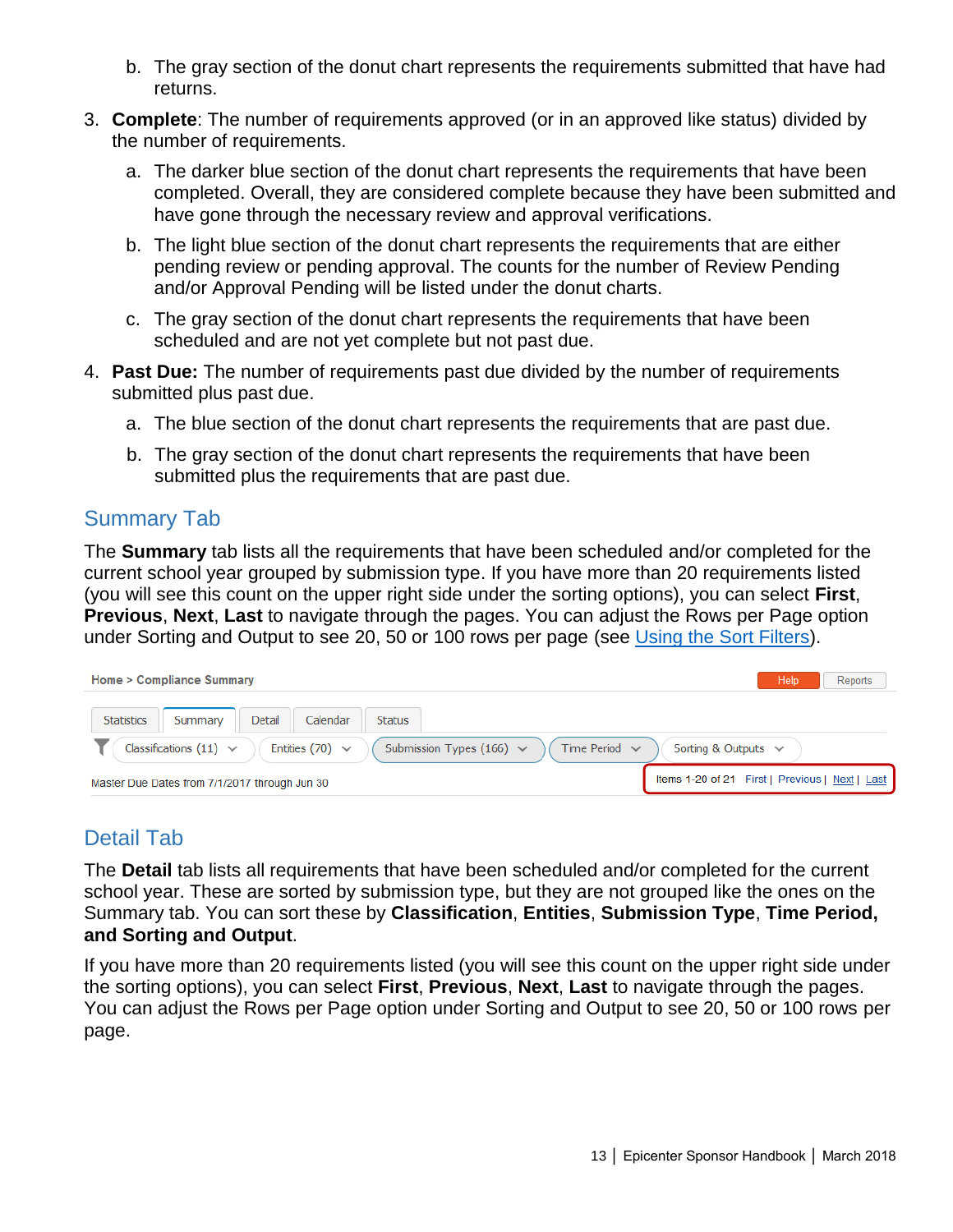b. The gray section of the donut chart represents the requirements submitted that have had returns.

3. **Complete**: The number of requirements approved (or in an approved like status) divided by the number of requirements.

   a. The darker blue section of the donut chart represents the requirements that have been completed. Overall, they are considered complete because they have been submitted and have gone through the necessary review and approval verifications.

   b. The light blue section of the donut chart represents the requirements that are either pending review or pending approval. The counts for the number of Review Pending and/or Approval Pending will be listed under the donut charts.

   c. The gray section of the donut chart represents the requirements that have been scheduled and are not yet complete but not past due.

4. **Past Due:** The number of requirements past due divided by the number of requirements submitted plus past due.

   a. The blue section of the donut chart represents the requirements that are past due.

   b. The gray section of the donut chart represents the requirements that have been submitted plus the requirements that are past due.

## Summary Tab

The **Summary** tab lists all the requirements that have been scheduled and/or completed for the current school year grouped by submission type. If you have more than 20 requirements listed (you will see this count on the upper right side under the sorting options), you can select **First**, **Previous**, **Next**, **Last** to navigate through the pages. You can adjust the Rows per Page option under Sorting and Output to see 20, 50 or 100 rows per page (see Using the Sort Filters).

## Detail Tab

The **Detail** tab lists all requirements that have been scheduled and/or completed for the current school year. These are sorted by submission type, but they are not grouped like the ones on the Summary tab. You can sort these by **Classification**, **Entities**, **Submission Type**, **Time Period, and Sorting and Output**.

If you have more than 20 requirements listed (you will see this count on the upper right side under the sorting options), you can select **First**, **Previous**, **Next**, **Last** to navigate through the pages. You can adjust the Rows per Page option under Sorting and Output to see 20, 50 or 100 rows per page.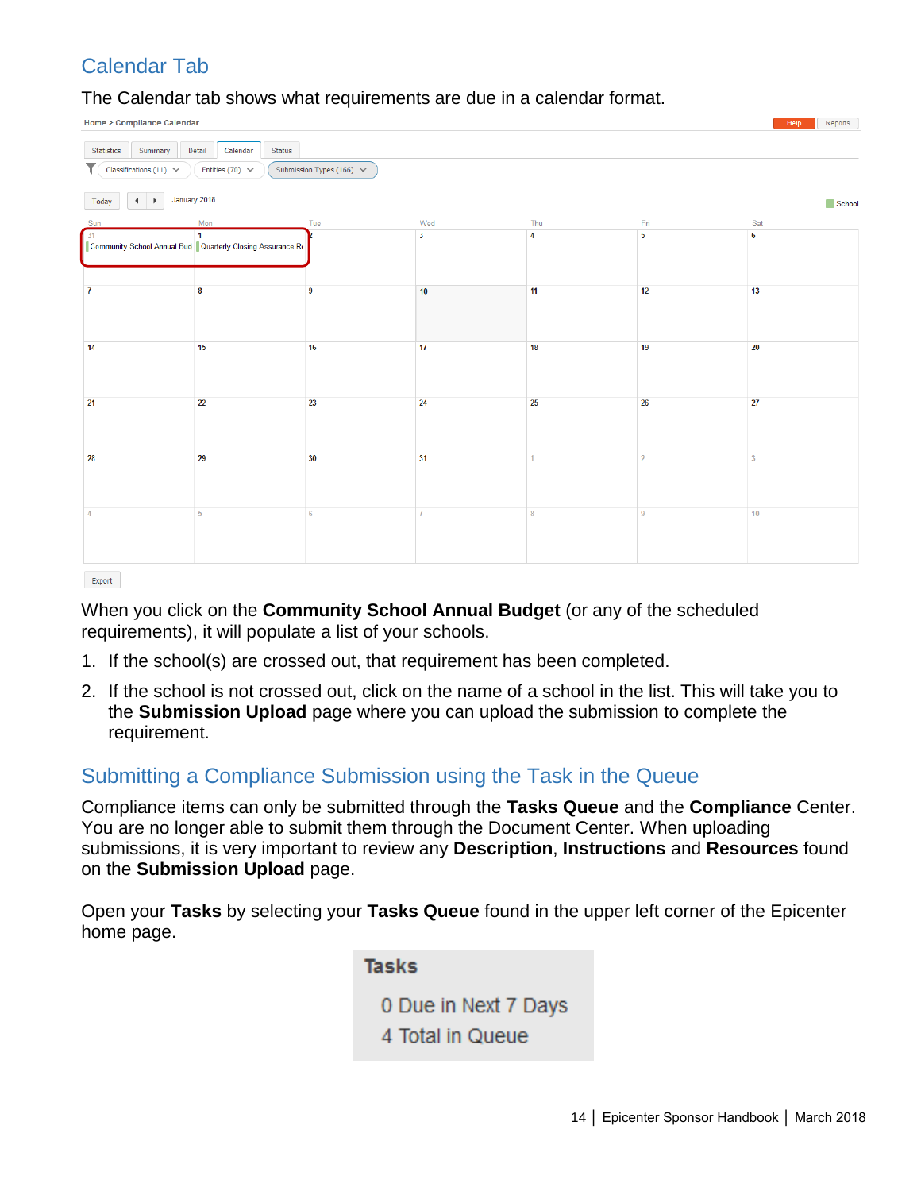## Calendar Tab

The Calendar tab shows what requirements are due in a calendar format.

When you click on the **Community School Annual Budget** (or any of the scheduled requirements), it will populate a list of your schools.

1. If the school(s) are crossed out, that requirement has been completed.
2. If the school is not crossed out, click on the name of a school in the list. This will take you to the **Submission Upload** page where you can upload the submission to complete the requirement.

## Submitting a Compliance Submission using the Task in the Queue

Compliance items can only be submitted through the **Tasks Queue** and the **Compliance** Center. You are no longer able to submit them through the Document Center. When uploading submissions, it is very important to review any **Description**, **Instructions** and **Resources** found on the **Submission Upload** page.

Open your **Tasks** by selecting your **Tasks Queue** found in the upper left corner of the Epicenter home page.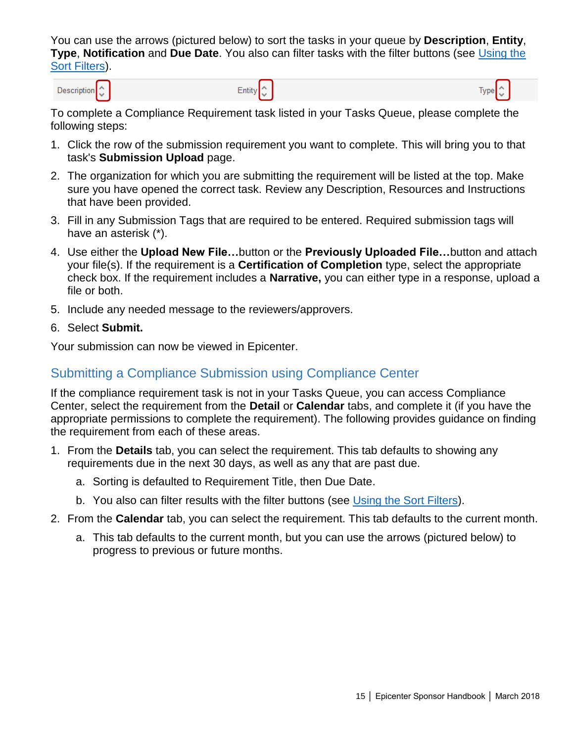You can use the arrows (pictured below) to sort the tasks in your queue by **Description**, **Entity**, **Type**, **Notification** and **Due Date**. You also can filter tasks with the filter buttons (see [Using the Sort Filters](#)).

To complete a Compliance Requirement task listed in your Tasks Queue, please complete the following steps:

1. Click the row of the submission requirement you want to complete. This will bring you to that task's **Submission Upload** page.
2. The organization for which you are submitting the requirement will be listed at the top. Make sure you have opened the correct task. Review any Description, Resources and Instructions that have been provided.
3. Fill in any Submission Tags that are required to be entered. Required submission tags will have an asterisk (*).
4. Use either the **Upload New File…**button or the **Previously Uploaded File…**button and attach your file(s). If the requirement is a **Certification of Completion** type, select the appropriate check box. If the requirement includes a **Narrative,** you can either type in a response, upload a file or both.
5. Include any needed message to the reviewers/approvers.
6. Select **Submit.**

Your submission can now be viewed in Epicenter.

## Submitting a Compliance Submission using Compliance Center

If the compliance requirement task is not in your Tasks Queue, you can access Compliance Center, select the requirement from the **Detail** or **Calendar** tabs, and complete it (if you have the appropriate permissions to complete the requirement). The following provides guidance on finding the requirement from each of these areas.

1. From the **Details** tab, you can select the requirement. This tab defaults to showing any requirements due in the next 30 days, as well as any that are past due.
   a. Sorting is defaulted to Requirement Title, then Due Date.
   b. You also can filter results with the filter buttons (see [Using the Sort Filters](#)).
2. From the **Calendar** tab, you can select the requirement. This tab defaults to the current month.
   a. This tab defaults to the current month, but you can use the arrows (pictured below) to progress to previous or future months.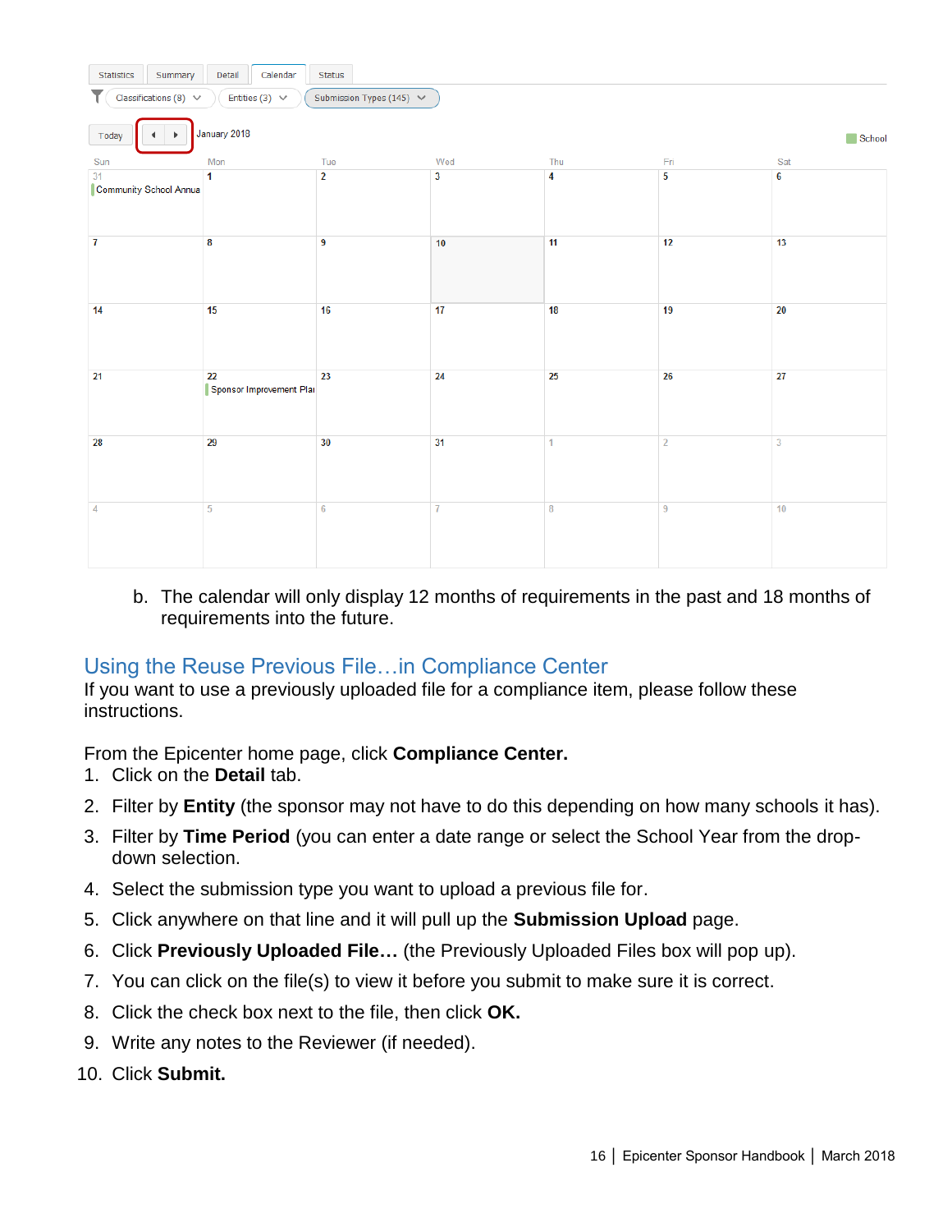b. The calendar will only display 12 months of requirements in the past and 18 months of requirements into the future.

## Using the Reuse Previous File…in Compliance Center

If you want to use a previously uploaded file for a compliance item, please follow these instructions.

From the Epicenter home page, click **Compliance Center.**

1. Click on the **Detail** tab.
2. Filter by **Entity** (the sponsor may not have to do this depending on how many schools it has).
3. Filter by **Time Period** (you can enter a date range or select the School Year from the drop-down selection.
4. Select the submission type you want to upload a previous file for.
5. Click anywhere on that line and it will pull up the **Submission Upload** page.
6. Click **Previously Uploaded File…** (the Previously Uploaded Files box will pop up).
7. You can click on the file(s) to view it before you submit to make sure it is correct.
8. Click the check box next to the file, then click **OK.**
9. Write any notes to the Reviewer (if needed).
10. Click **Submit.**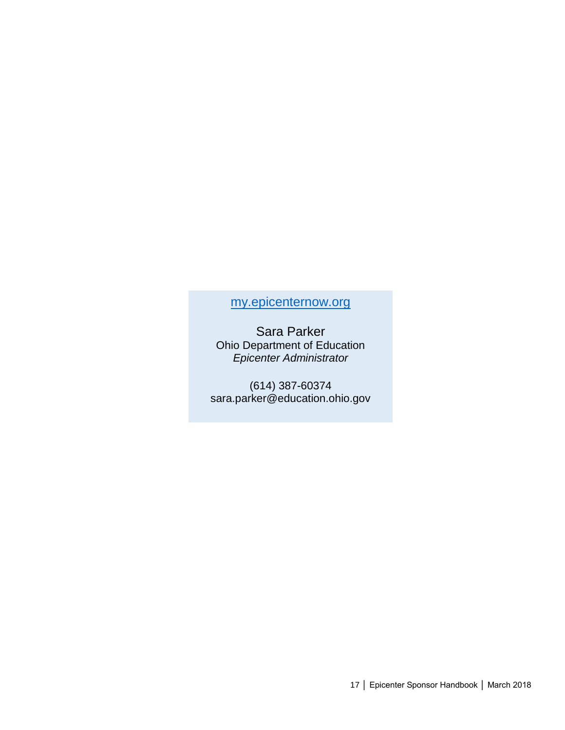[my.epicenternow.org](https://my.epicenternow.org)

Sara Parker
Ohio Department of Education
*Epicenter Administrator*

(614) 387-60374
sara.parker@education.ohio.gov